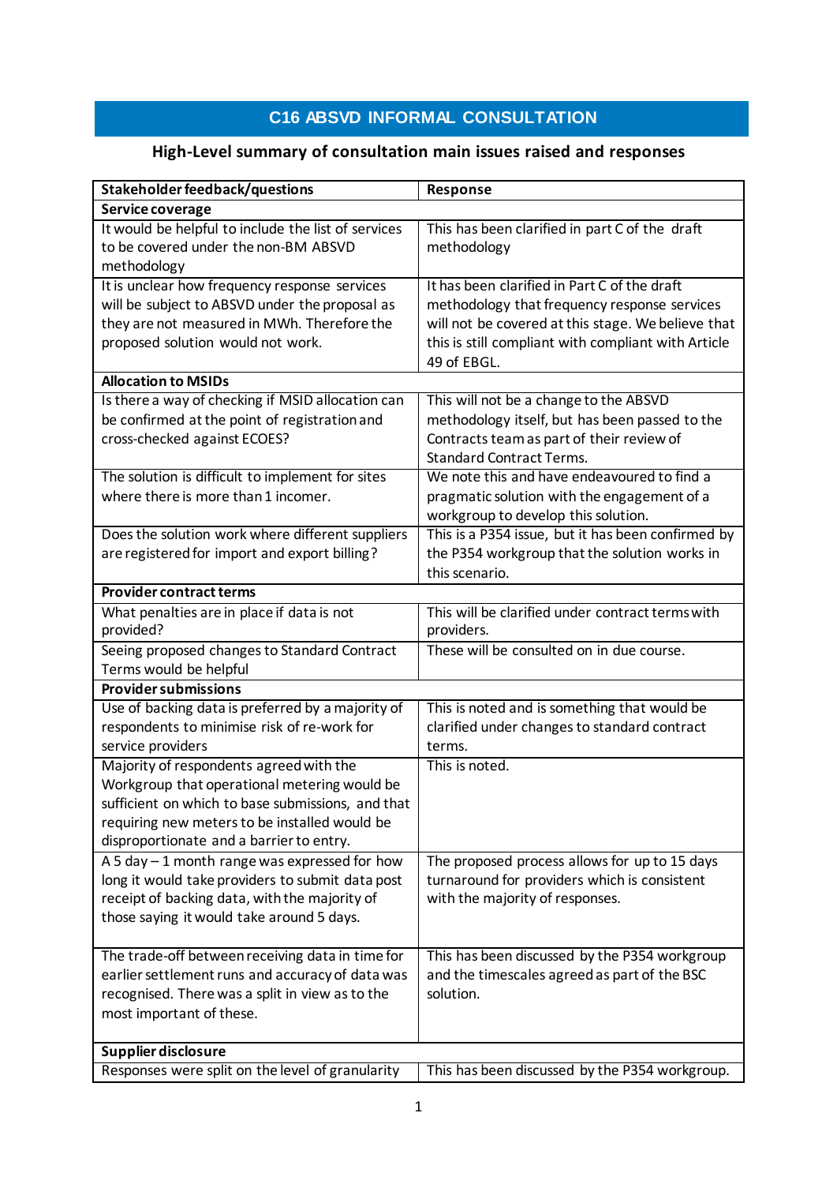# C16 ABSVD INFORMAL CONSULTATION

## High-Level summary of consultation main issues raised and responses

| Stakeholder feedback/questions | Response |
|---|---|
| **Service coverage** | |
| It would be helpful to include the list of services to be covered under the non-BM ABSVD methodology | This has been clarified in part C of the draft methodology |
| It is unclear how frequency response services will be subject to ABSVD under the proposal as they are not measured in MWh. Therefore the proposed solution would not work. | It has been clarified in Part C of the draft methodology that frequency response services will not be covered at this stage. We believe that this is still compliant with compliant with Article 49 of EBGL. |
| **Allocation to MSIDs** | |
| Is there a way of checking if MSID allocation can be confirmed at the point of registration and cross-checked against ECOES? | This will not be a change to the ABSVD methodology itself, but has been passed to the Contracts team as part of their review of Standard Contract Terms. |
| The solution is difficult to implement for sites where there is more than 1 incomer. | We note this and have endeavoured to find a pragmatic solution with the engagement of a workgroup to develop this solution. |
| Does the solution work where different suppliers are registered for import and export billing? | This is a P354 issue, but it has been confirmed by the P354 workgroup that the solution works in this scenario. |
| **Provider contract terms** | |
| What penalties are in place if data is not provided? | This will be clarified under contract terms with providers. |
| Seeing proposed changes to Standard Contract Terms would be helpful | These will be consulted on in due course. |
| **Provider submissions** | |
| Use of backing data is preferred by a majority of respondents to minimise risk of re-work for service providers | This is noted and is something that would be clarified under changes to standard contract terms. |
| Majority of respondents agreed with the Workgroup that operational metering would be sufficient on which to base submissions, and that requiring new meters to be installed would be disproportionate and a barrier to entry. | This is noted. |
| A 5 day – 1 month range was expressed for how long it would take providers to submit data post receipt of backing data, with the majority of those saying it would take around 5 days. | The proposed process allows for up to 15 days turnaround for providers which is consistent with the majority of responses. |
| The trade-off between receiving data in time for earlier settlement runs and accuracy of data was recognised. There was a split in view as to the most important of these. | This has been discussed by the P354 workgroup and the timescales agreed as part of the BSC solution. |
| **Supplier disclosure** | |
| Responses were split on the level of granularity | This has been discussed by the P354 workgroup. |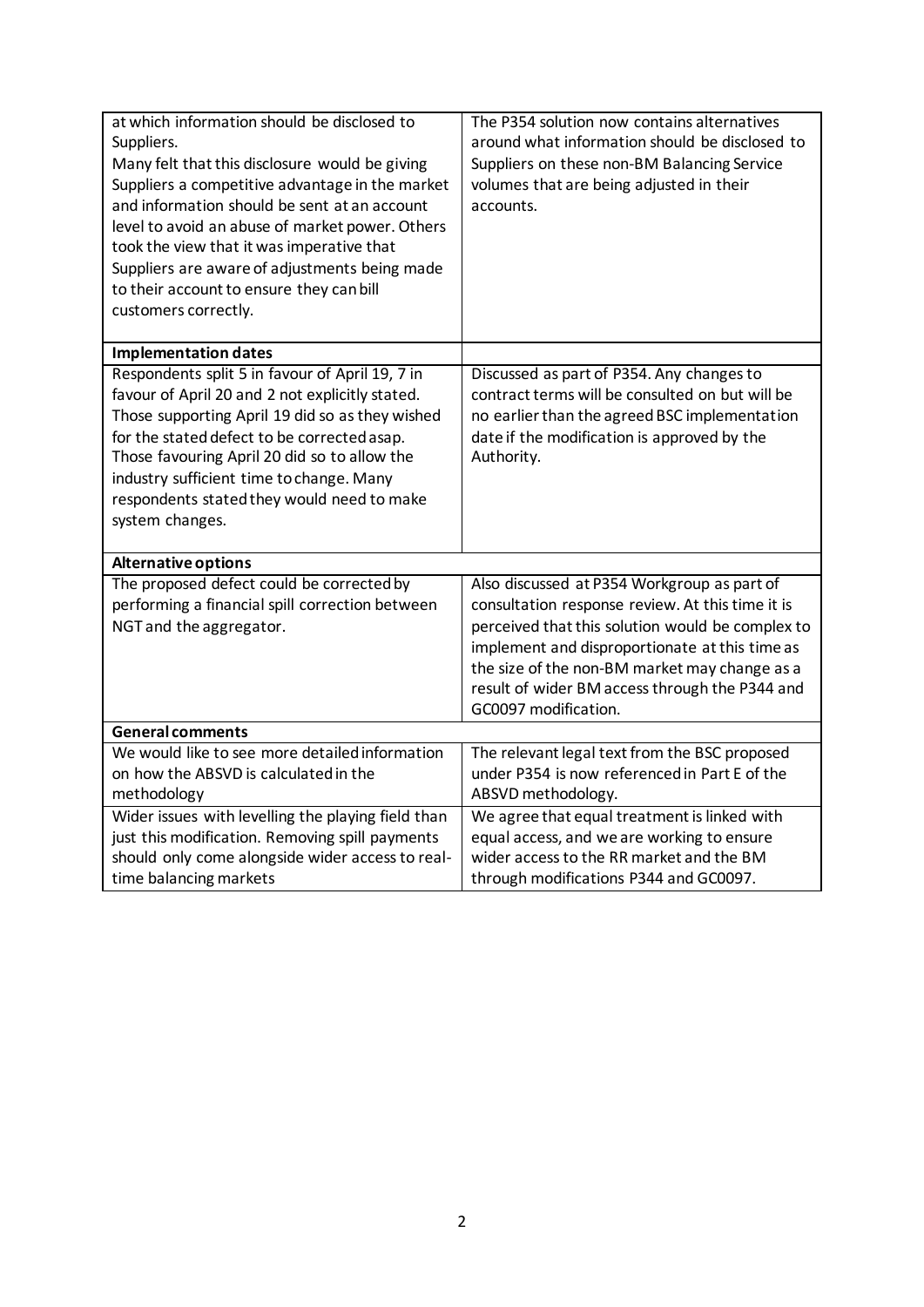| | |
|---|---|
| at which information should be disclosed to Suppliers.<br>Many felt that this disclosure would be giving Suppliers a competitive advantage in the market and information should be sent at an account level to avoid an abuse of market power. Others took the view that it was imperative that Suppliers are aware of adjustments being made to their account to ensure they can bill customers correctly. | The P354 solution now contains alternatives around what information should be disclosed to Suppliers on these non-BM Balancing Service volumes that are being adjusted in their accounts. |
| **Implementation dates** | |
| Respondents split 5 in favour of April 19, 7 in favour of April 20 and 2 not explicitly stated. Those supporting April 19 did so as they wished for the stated defect to be corrected asap. Those favouring April 20 did so to allow the industry sufficient time to change. Many respondents stated they would need to make system changes. | Discussed as part of P354. Any changes to contract terms will be consulted on but will be no earlier than the agreed BSC implementation date if the modification is approved by the Authority. |
| **Alternative options** | |
| The proposed defect could be corrected by performing a financial spill correction between NGT and the aggregator. | Also discussed at P354 Workgroup as part of consultation response review. At this time it is perceived that this solution would be complex to implement and disproportionate at this time as the size of the non-BM market may change as a result of wider BM access through the P344 and GC0097 modification. |
| **General comments** | |
| We would like to see more detailed information on how the ABSVD is calculated in the methodology | The relevant legal text from the BSC proposed under P354 is now referenced in Part E of the ABSVD methodology. |
| Wider issues with levelling the playing field than just this modification. Removing spill payments should only come alongside wider access to real-time balancing markets | We agree that equal treatment is linked with equal access, and we are working to ensure wider access to the RR market and the BM through modifications P344 and GC0097. |